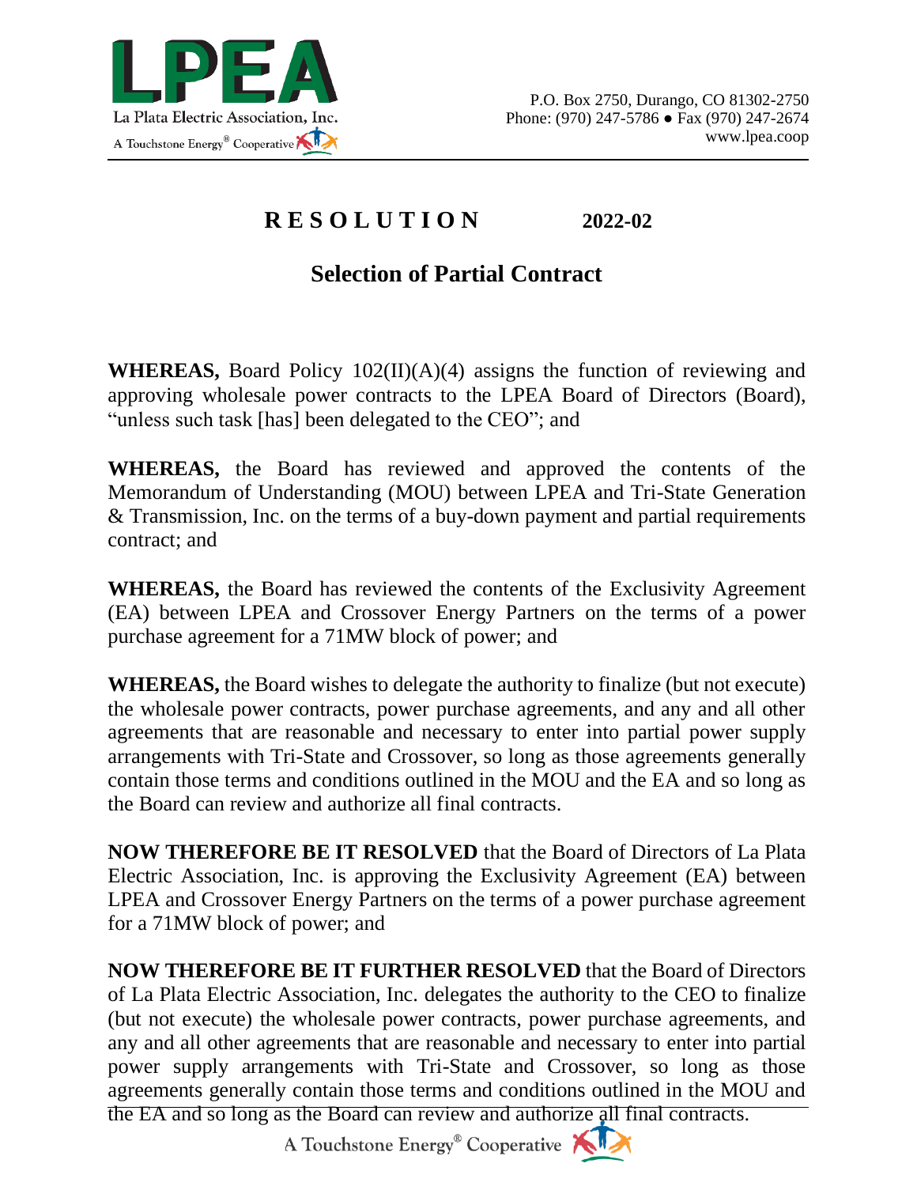La Plata Electric Association, Inc.
A Touchstone Energy® Cooperative

P.O. Box 2750, Durango, CO 81302-2750
Phone: (970) 247-5786 ● Fax (970) 247-2674
www.lpea.coop

# RESOLUTION 2022-02

## Selection of Partial Contract

**WHEREAS,** Board Policy 102(II)(A)(4) assigns the function of reviewing and approving wholesale power contracts to the LPEA Board of Directors (Board), "unless such task [has] been delegated to the CEO"; and

**WHEREAS,** the Board has reviewed and approved the contents of the Memorandum of Understanding (MOU) between LPEA and Tri-State Generation & Transmission, Inc. on the terms of a buy-down payment and partial requirements contract; and

**WHEREAS,** the Board has reviewed the contents of the Exclusivity Agreement (EA) between LPEA and Crossover Energy Partners on the terms of a power purchase agreement for a 71MW block of power; and

**WHEREAS,** the Board wishes to delegate the authority to finalize (but not execute) the wholesale power contracts, power purchase agreements, and any and all other agreements that are reasonable and necessary to enter into partial power supply arrangements with Tri-State and Crossover, so long as those agreements generally contain those terms and conditions outlined in the MOU and the EA and so long as the Board can review and authorize all final contracts.

**NOW THEREFORE BE IT RESOLVED** that the Board of Directors of La Plata Electric Association, Inc. is approving the Exclusivity Agreement (EA) between LPEA and Crossover Energy Partners on the terms of a power purchase agreement for a 71MW block of power; and

**NOW THEREFORE BE IT FURTHER RESOLVED** that the Board of Directors of La Plata Electric Association, Inc. delegates the authority to the CEO to finalize (but not execute) the wholesale power contracts, power purchase agreements, and any and all other agreements that are reasonable and necessary to enter into partial power supply arrangements with Tri-State and Crossover, so long as those agreements generally contain those terms and conditions outlined in the MOU and the EA and so long as the Board can review and authorize all final contracts.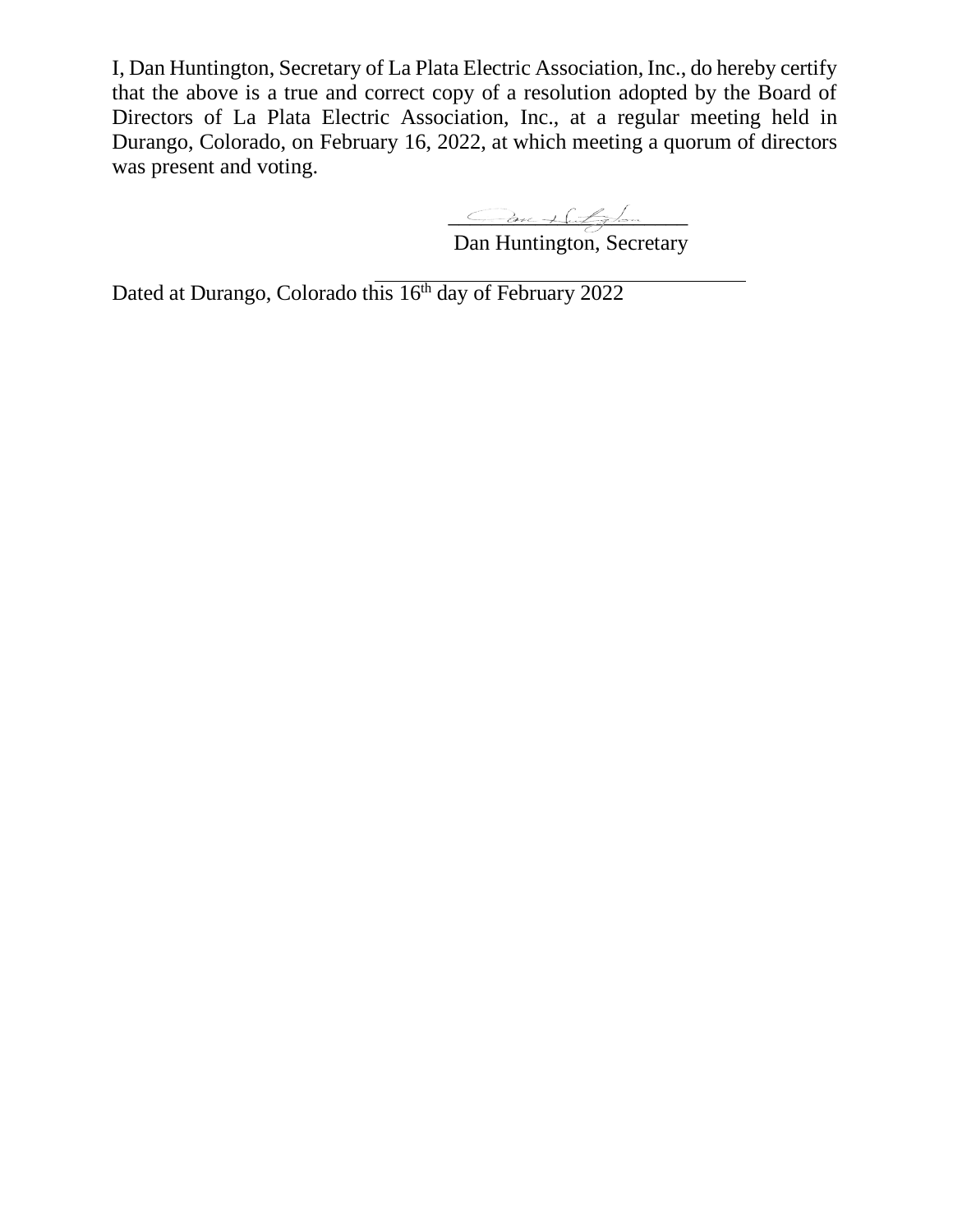I, Dan Huntington, Secretary of La Plata Electric Association, Inc., do hereby certify that the above is a true and correct copy of a resolution adopted by the Board of Directors of La Plata Electric Association, Inc., at a regular meeting held in Durango, Colorado, on February 16, 2022, at which meeting a quorum of directors was present and voting.

Dan Huntington, Secretary

Dated at Durango, Colorado this 16th day of February 2022